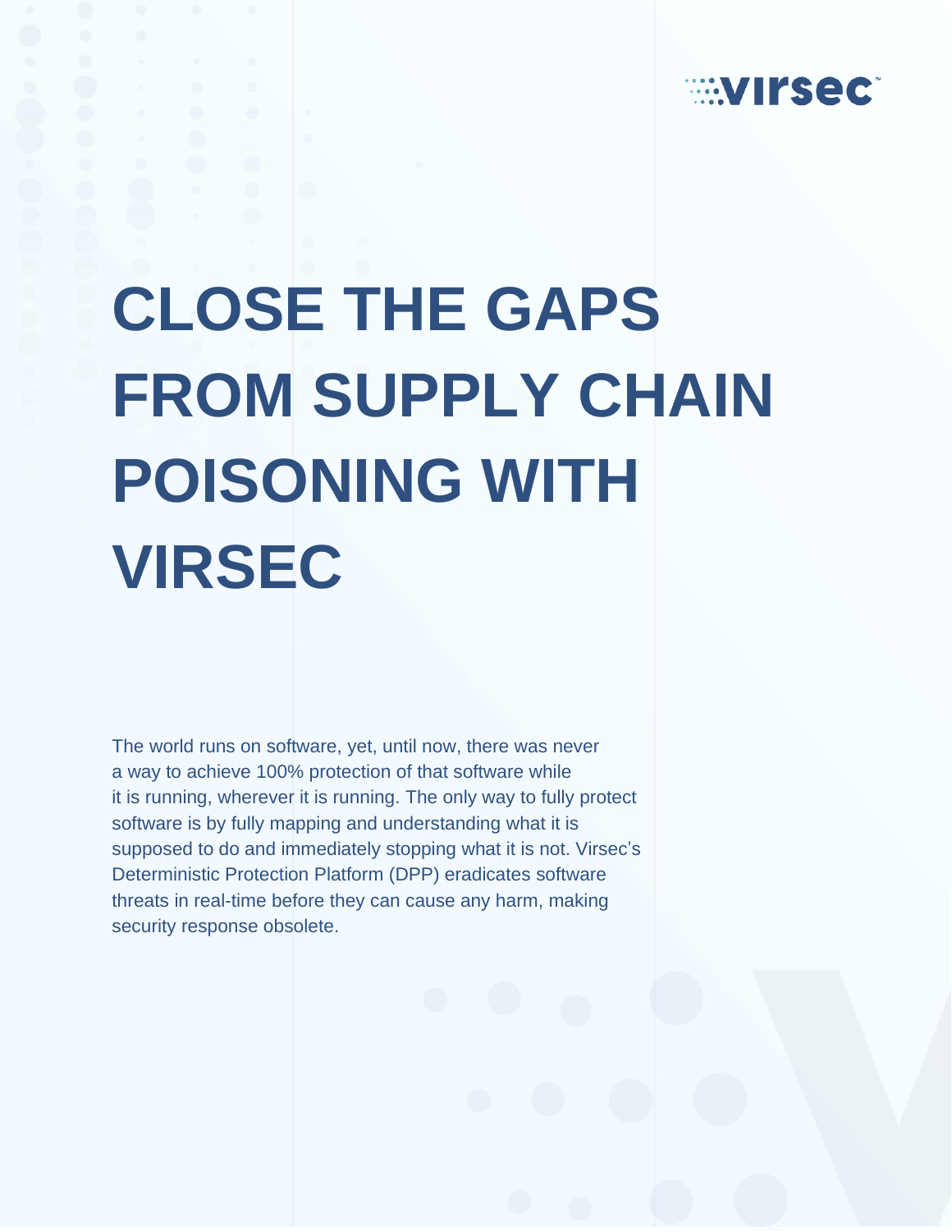# CLOSE THE GAPS FROM SUPPLY CHAIN POISONING WITH VIRSEC

The world runs on software, yet, until now, there was never a way to achieve 100% protection of that software while it is running, wherever it is running. The only way to fully protect software is by fully mapping and understanding what it is supposed to do and immediately stopping what it is not. Virsec's Deterministic Protection Platform (DPP) eradicates software threats in real-time before they can cause any harm, making security response obsolete.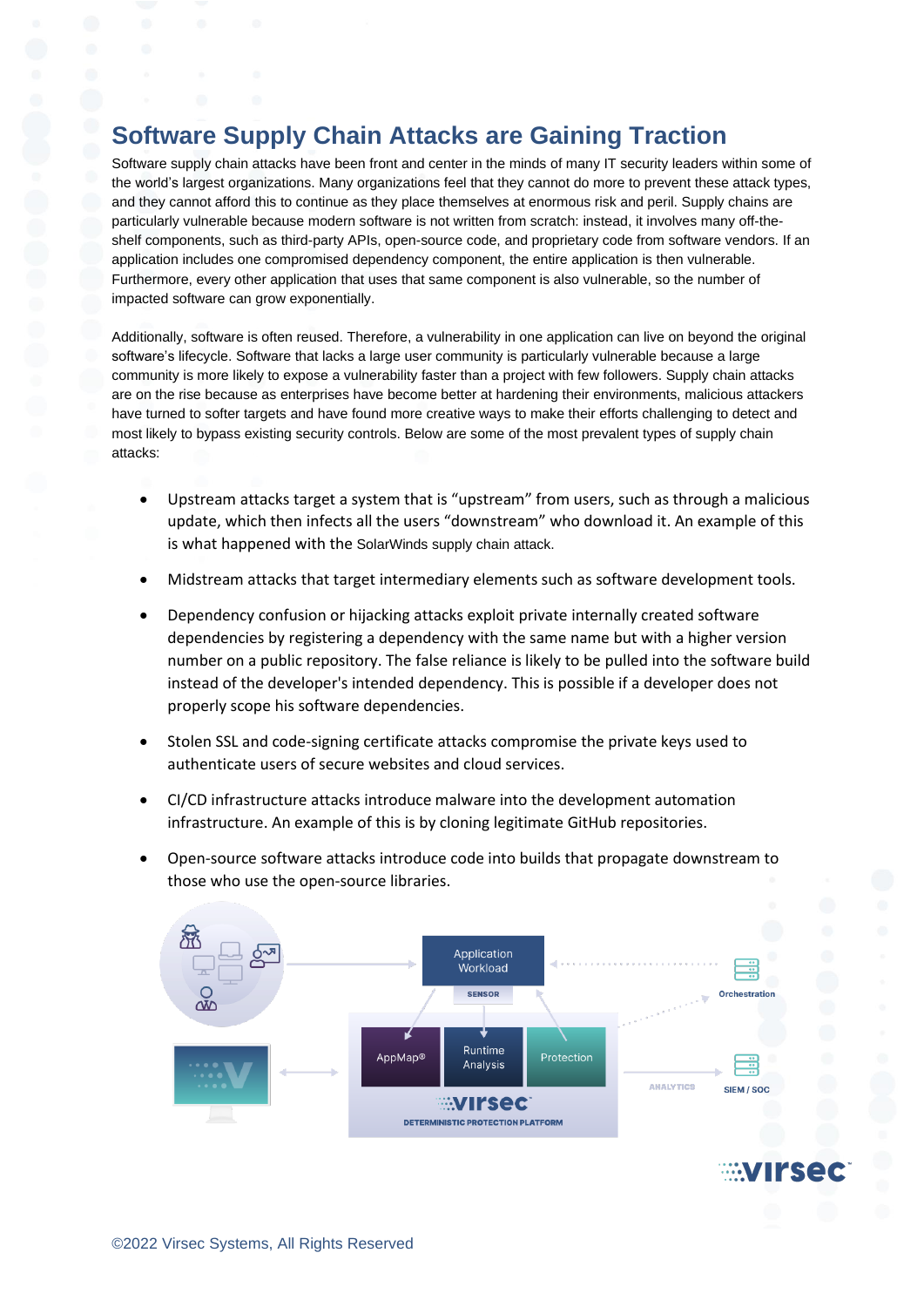# Software Supply Chain Attacks are Gaining Traction

Software supply chain attacks have been front and center in the minds of many IT security leaders within some of the world's largest organizations. Many organizations feel that they cannot do more to prevent these attack types, and they cannot afford this to continue as they place themselves at enormous risk and peril. Supply chains are particularly vulnerable because modern software is not written from scratch: instead, it involves many off-the-shelf components, such as third-party APIs, open-source code, and proprietary code from software vendors. If an application includes one compromised dependency component, the entire application is then vulnerable. Furthermore, every other application that uses that same component is also vulnerable, so the number of impacted software can grow exponentially.

Additionally, software is often reused. Therefore, a vulnerability in one application can live on beyond the original software's lifecycle. Software that lacks a large user community is particularly vulnerable because a large community is more likely to expose a vulnerability faster than a project with few followers. Supply chain attacks are on the rise because as enterprises have become better at hardening their environments, malicious attackers have turned to softer targets and have found more creative ways to make their efforts challenging to detect and most likely to bypass existing security controls. Below are some of the most prevalent types of supply chain attacks:

- Upstream attacks target a system that is "upstream" from users, such as through a malicious update, which then infects all the users "downstream" who download it. An example of this is what happened with the SolarWinds supply chain attack.
- Midstream attacks that target intermediary elements such as software development tools.
- Dependency confusion or hijacking attacks exploit private internally created software dependencies by registering a dependency with the same name but with a higher version number on a public repository. The false reliance is likely to be pulled into the software build instead of the developer's intended dependency. This is possible if a developer does not properly scope his software dependencies.
- Stolen SSL and code-signing certificate attacks compromise the private keys used to authenticate users of secure websites and cloud services.
- CI/CD infrastructure attacks introduce malware into the development automation infrastructure. An example of this is by cloning legitimate GitHub repositories.
- Open-source software attacks introduce code into builds that propagate downstream to those who use the open-source libraries.

Application Workload

SENSOR

AppMap® | Runtime Analysis | Protection

virsec DETERMINISTIC PROTECTION PLATFORM

Orchestration

ANALYTICS

SIEM / SOC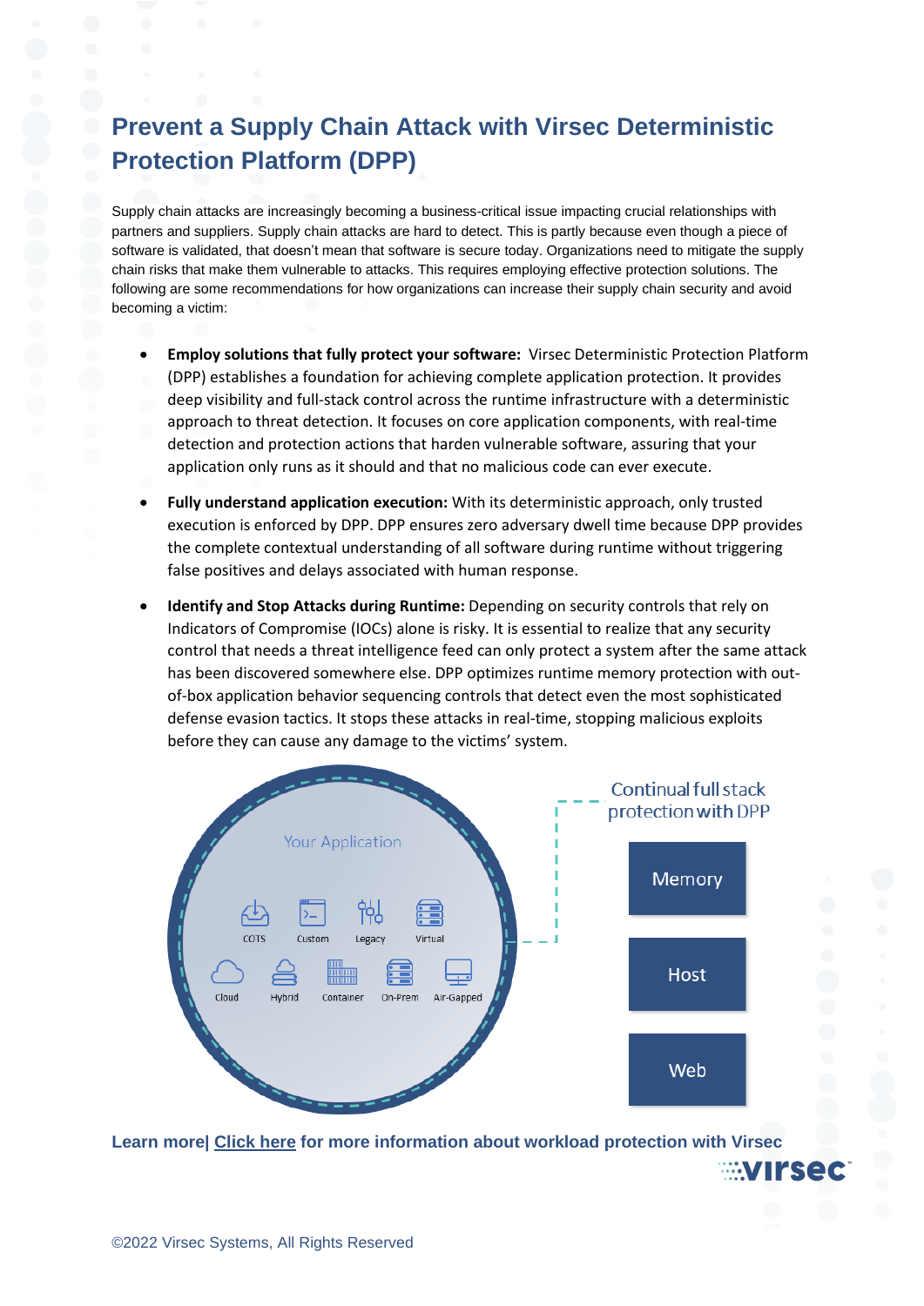# Prevent a Supply Chain Attack with Virsec Deterministic Protection Platform (DPP)

Supply chain attacks are increasingly becoming a business-critical issue impacting crucial relationships with partners and suppliers. Supply chain attacks are hard to detect. This is partly because even though a piece of software is validated, that doesn't mean that software is secure today. Organizations need to mitigate the supply chain risks that make them vulnerable to attacks. This requires employing effective protection solutions. The following are some recommendations for how organizations can increase their supply chain security and avoid becoming a victim:

- **Employ solutions that fully protect your software:** Virsec Deterministic Protection Platform (DPP) establishes a foundation for achieving complete application protection. It provides deep visibility and full-stack control across the runtime infrastructure with a deterministic approach to threat detection. It focuses on core application components, with real-time detection and protection actions that harden vulnerable software, assuring that your application only runs as it should and that no malicious code can ever execute.
- **Fully understand application execution:** With its deterministic approach, only trusted execution is enforced by DPP. DPP ensures zero adversary dwell time because DPP provides the complete contextual understanding of all software during runtime without triggering false positives and delays associated with human response.
- **Identify and Stop Attacks during Runtime:** Depending on security controls that rely on Indicators of Compromise (IOCs) alone is risky. It is essential to realize that any security control that needs a threat intelligence feed can only protect a system after the same attack has been discovered somewhere else. DPP optimizes runtime memory protection with out-of-box application behavior sequencing controls that detect even the most sophisticated defense evasion tactics. It stops these attacks in real-time, stopping malicious exploits before they can cause any damage to the victims' system.

Your Application

COTS
Custom
Legacy
Virtual
Cloud
Hybrid
Container
On-Prem
Air-Gapped

Continual full stack protection with DPP

Memory

Host

Web

**Learn more| Click here for more information about workload protection with Virsec**

virsec

©2022 Virsec Systems, All Rights Reserved